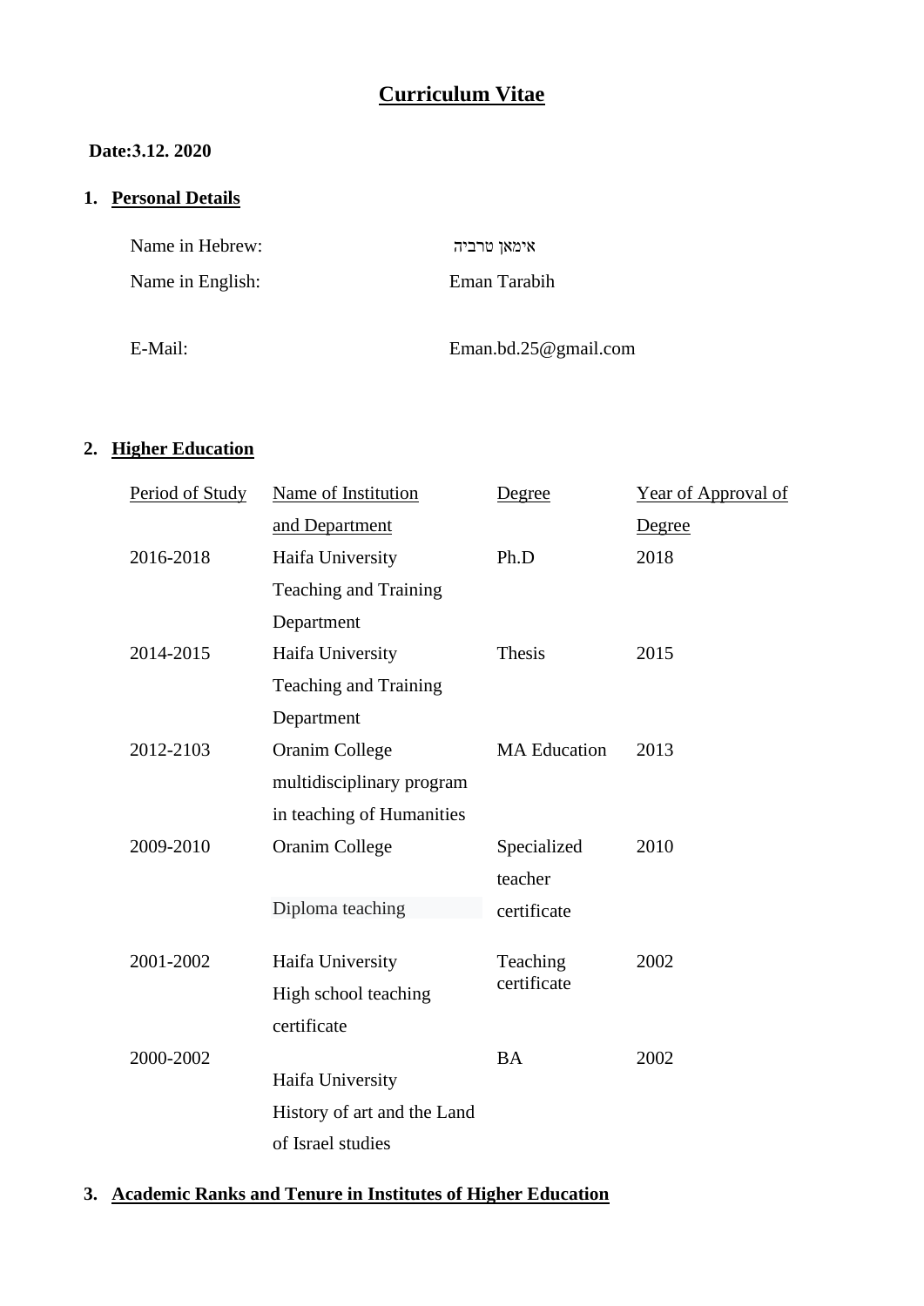# Curriculum Vitae

**Date:3.12. 2020**

## 1. Personal Details

| | |
|---|---|
| Name in Hebrew: | אימאן טרביה |
| Name in English: | Eman Tarabih |
| E-Mail: | Eman.bd.25@gmail.com |

## 2. Higher Education

| Period of Study | Name of Institution and Department | Degree | Year of Approval of Degree |
|---|---|---|---|
| 2016-2018 | Haifa University Teaching and Training Department | Ph.D | 2018 |
| 2014-2015 | Haifa University Teaching and Training Department | Thesis | 2015 |
| 2012-2103 | Oranim College multidisciplinary program in teaching of Humanities | MA Education | 2013 |
| 2009-2010 | Oranim College Diploma teaching | Specialized teacher certificate | 2010 |
| 2001-2002 | Haifa University High school teaching certificate | Teaching certificate | 2002 |
| 2000-2002 | Haifa University History of art and the Land of Israel studies | BA | 2002 |

## 3. Academic Ranks and Tenure in Institutes of Higher Education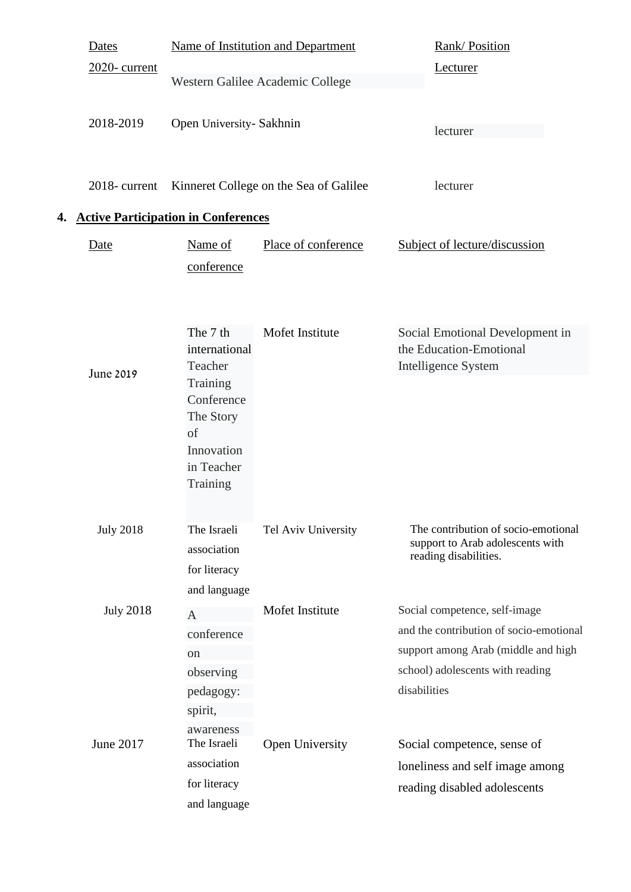| Dates | Name of Institution and Department | Rank/ Position |
|---|---|---|
| 2020- current | Western Galilee Academic College | Lecturer |
| 2018-2019 | Open University- Sakhnin | lecturer |
| 2018- current | Kinneret College on the Sea of Galilee | lecturer |

4. **Active Participation in Conferences**

| Date | Name of conference | Place of conference | Subject of lecture/discussion |
|---|---|---|---|
| June 2019 | The 7 th international Teacher Training Conference The Story of Innovation in Teacher Training | Mofet Institute | Social Emotional Development in the Education-Emotional Intelligence System |
| July 2018 | The Israeli association for literacy and language | Tel Aviv University | The contribution of socio-emotional support to Arab adolescents with reading disabilities. |
| July 2018 | A conference on observing pedagogy: spirit, awareness | Mofet Institute | Social competence, self-image and the contribution of socio-emotional support among Arab (middle and high school) adolescents with reading disabilities |
| June 2017 | The Israeli association for literacy and language | Open University | Social competence, sense of loneliness and self image among reading disabled adolescents |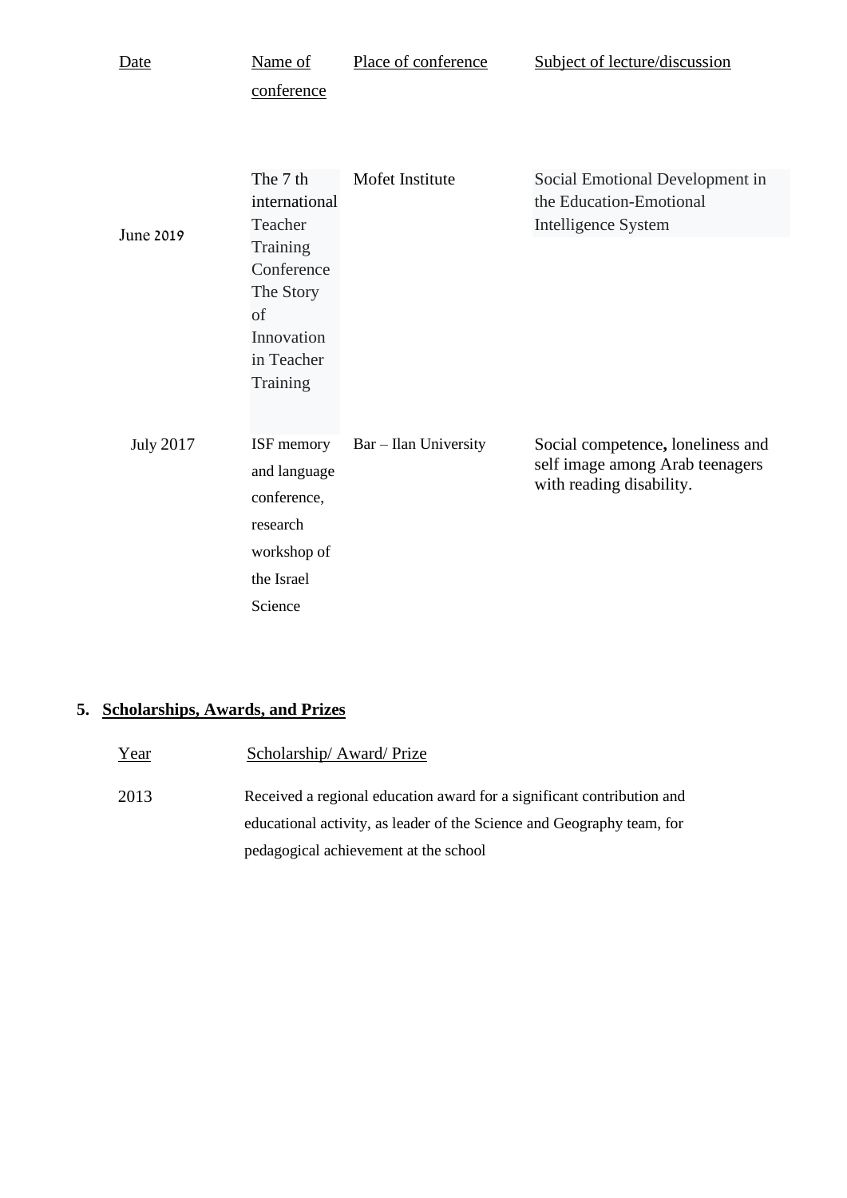| Date | Name of conference | Place of conference | Subject of lecture/discussion |
|---|---|---|---|
| June 2019 | The 7 th international Teacher Training Conference The Story of Innovation in Teacher Training | Mofet Institute | Social Emotional Development in the Education-Emotional Intelligence System |
| July 2017 | ISF memory and language conference, research workshop of the Israel Science | Bar – Ilan University | Social competence**,** loneliness and self image among Arab teenagers with reading disability. |

## 5. Scholarships, Awards, and Prizes

| Year | Scholarship/ Award/ Prize |
|---|---|
| 2013 | Received a regional education award for a significant contribution and educational activity, as leader of the Science and Geography team, for pedagogical achievement at the school |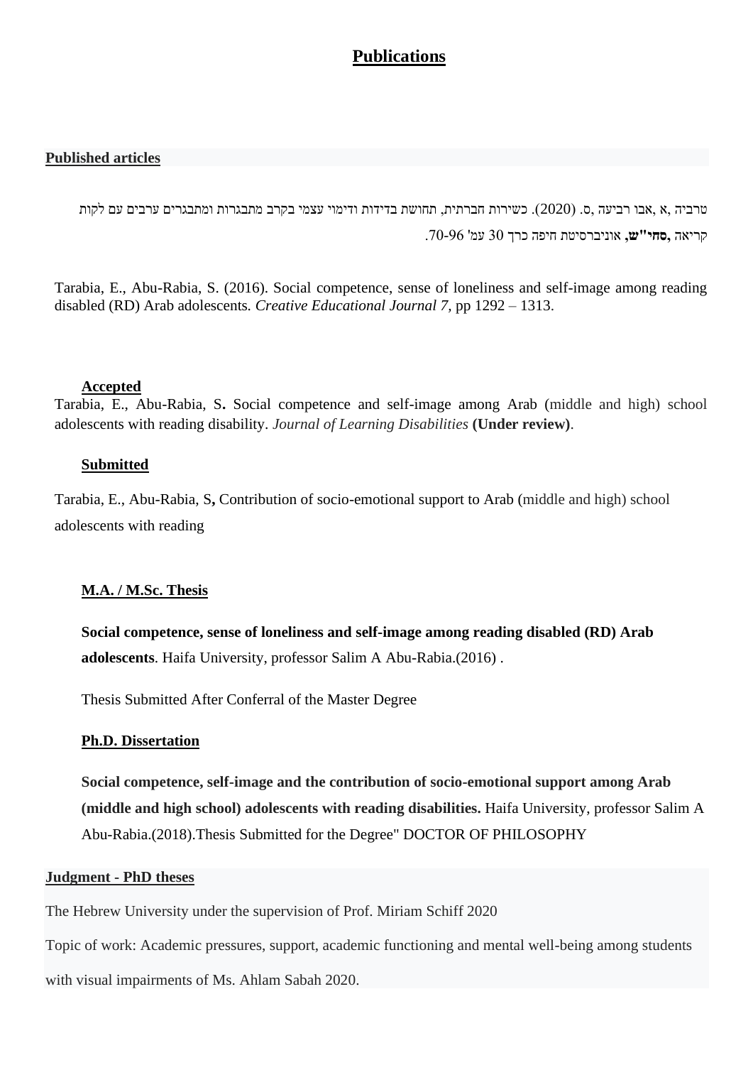# **Publications**

**Published articles**

טרביה, א ,אבו רביעה ,ס. (2020). כשירות חברתית, תחושת בדידות ודימוי עצמי בקרב מתבגרות ומתבגרים ערבים עם לקות קריאה ,**סחי"ש,** אוניברסיטת חיפה כרך 30 עמ' 96-70.

Tarabia, E., Abu-Rabia, S. (2016). Social competence, sense of loneliness and self-image among reading disabled (RD) Arab adolescents. *Creative Educational Journal 7*, pp 1292 – 1313.

**Accepted**

Tarabia, E., Abu-Rabia, S**.** Social competence and self-image among Arab (middle and high) school adolescents with reading disability. *Journal of Learning Disabilities* **(Under review)**.

**Submitted**

Tarabia, E., Abu-Rabia, S**,** Contribution of socio-emotional support to Arab (middle and high) school adolescents with reading

**M.A. / M.Sc. Thesis**

**Social competence, sense of loneliness and self-image among reading disabled (RD) Arab adolescents**. Haifa University, professor Salim A Abu-Rabia.(2016) .

Thesis Submitted After Conferral of the Master Degree

**Ph.D. Dissertation**

**Social competence, self-image and the contribution of socio-emotional support among Arab (middle and high school) adolescents with reading disabilities.** Haifa University, professor Salim A Abu-Rabia.(2018).Thesis Submitted for the Degree" DOCTOR OF PHILOSOPHY

**Judgment - PhD theses**

The Hebrew University under the supervision of Prof. Miriam Schiff 2020

Topic of work: Academic pressures, support, academic functioning and mental well-being among students with visual impairments of Ms. Ahlam Sabah 2020.